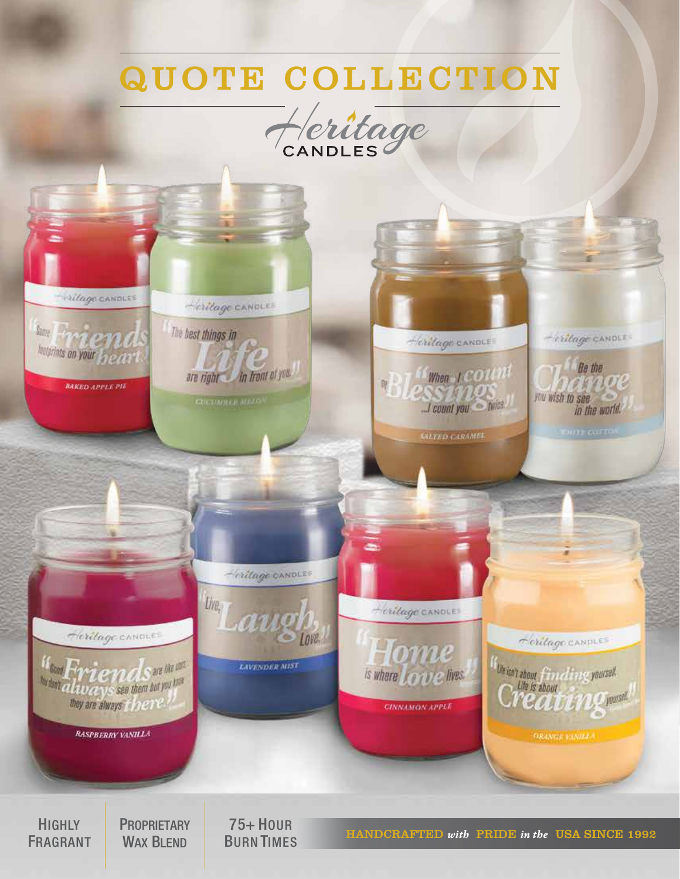# QUOTE COLLECTION

Heritage CANDLES

Heritage CANDLES
"Some Friends leave footprints on your heart."
BAKED APPLE PIE

Heritage CANDLES
"The best things in Life are right in front of you."
CUCUMBER MELON

Heritage CANDLES
"When I count my Blessings ...I count you twice."
SALTED CARAMEL

Heritage CANDLES
"Be the Change you wish to see in the world."
WHITE COTTON

Heritage CANDLES
"Good Friends are like stars. You don't always see them but you know they are always there."
RASPBERRY VANILLA

Heritage CANDLES
"Live, Laugh, Love."
LAVENDER MIST

Heritage CANDLES
"Home is where love lives."
CINNAMON APPLE

Heritage CANDLES
"Life isn't about finding yourself. Life is about Creating yourself."
ORANGE VANILLA

HIGHLY FRAGRANT | PROPRIETARY WAX BLEND | 75+ HOUR BURN TIMES

HANDCRAFTED *with* PRIDE *in the* USA SINCE 1992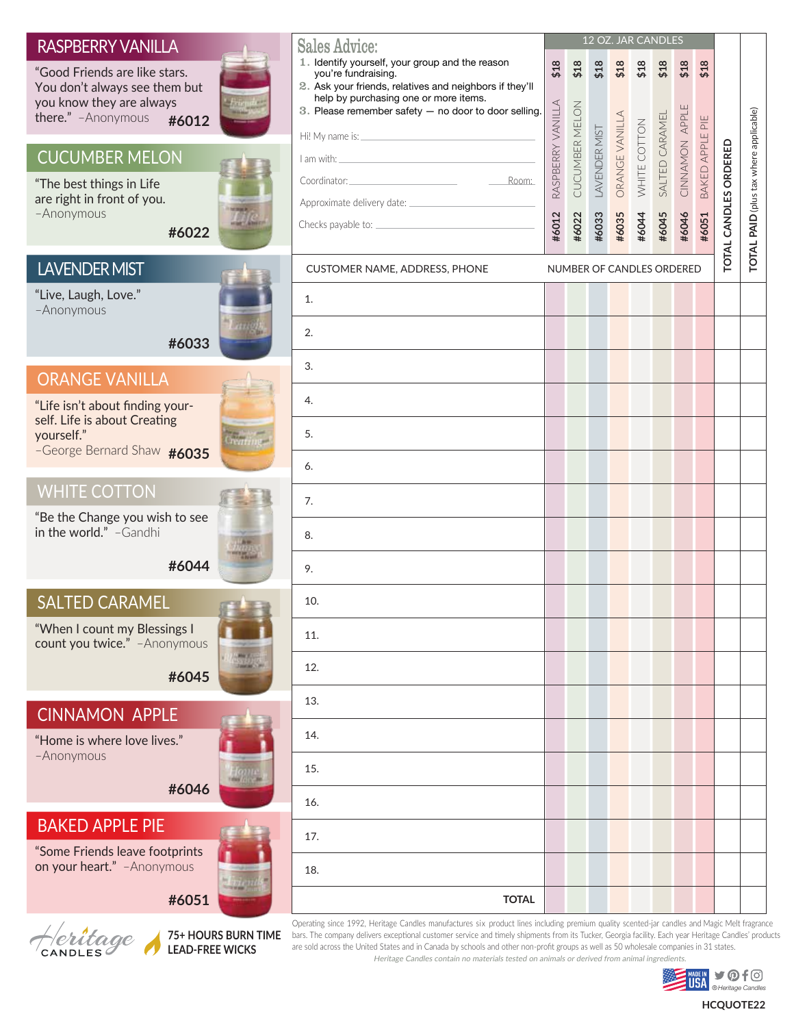## RASPBERRY VANILLA

"Good Friends are like stars. You don't always see them but you know they are always there." –Anonymous **#6012**

## CUCUMBER MELON

"The best things in Life are right in front of you." –Anonymous

**#6022**

## LAVENDER MIST

"Live, Laugh, Love." –Anonymous

**#6033**

## ORANGE VANILLA

"Life isn't about finding yourself. Life is about Creating yourself." –George Bernard Shaw **#6035**

## WHITE COTTON

"Be the Change you wish to see in the world." –Gandhi

**#6044**

## SALTED CARAMEL

"When I count my Blessings I count you twice." –Anonymous

**#6045**

## CINNAMON APPLE

"Home is where love lives." –Anonymous

**#6046**

## BAKED APPLE PIE

"Some Friends leave footprints on your heart." –Anonymous

**#6051**

Heritage CANDLES

**75+ HOURS BURN TIME**
**LEAD-FREE WICKS**

## Sales Advice:

1. Identify yourself, your group and the reason you're fundraising.
2. Ask your friends, relatives and neighbors if they'll help by purchasing one or more items.
3. Please remember safety — no door to door selling.

Hi! My name is: ______________________

I am with: ______________________

Coordinator: ______________ Room: ______

Approximate delivery date: ______________________

Checks payable to: ______________________

| | 12 OZ. JAR CANDLES | | | | | | | | | |
|---|---|---|---|---|---|---|---|---|---|---|
| | $18 | $18 | $18 | $18 | $18 | $18 | $18 | $18 | | |
| | RASPBERRY VANILLA | CUCUMBER MELON | LAVENDER MIST | ORANGE VANILLA | WHITE COTTON | SALTED CARAMEL | CINNAMON APPLE | BAKED APPLE PIE | | |
| | #6012 | #6022 | #6033 | #6035 | #6044 | #6045 | #6046 | #6051 | **TOTAL CANDLES ORDERED** | **TOTAL PAID** (plus tax where applicable) |
| CUSTOMER NAME, ADDRESS, PHONE | NUMBER OF CANDLES ORDERED | | | | | | | | | |
| 1. | | | | | | | | | | |
| 2. | | | | | | | | | | |
| 3. | | | | | | | | | | |
| 4. | | | | | | | | | | |
| 5. | | | | | | | | | | |
| 6. | | | | | | | | | | |
| 7. | | | | | | | | | | |
| 8. | | | | | | | | | | |
| 9. | | | | | | | | | | |
| 10. | | | | | | | | | | |
| 11. | | | | | | | | | | |
| 12. | | | | | | | | | | |
| 13. | | | | | | | | | | |
| 14. | | | | | | | | | | |
| 15. | | | | | | | | | | |
| 16. | | | | | | | | | | |
| 17. | | | | | | | | | | |
| 18. | | | | | | | | | | |
| TOTAL | | | | | | | | | | |

Operating since 1992, Heritage Candles manufactures six product lines including premium quality scented-jar candles and Magic Melt fragrance bars. The company delivers exceptional customer service and timely shipments from its Tucker, Georgia facility. Each year Heritage Candles' products are sold across the United States and in Canada by schools and other non-profit groups as well as 50 wholesale companies in 31 states.

*Heritage Candles contain no materials tested on animals or derived from animal ingredients.*

MADE IN USA

@Heritage Candles

HCQUOTE22